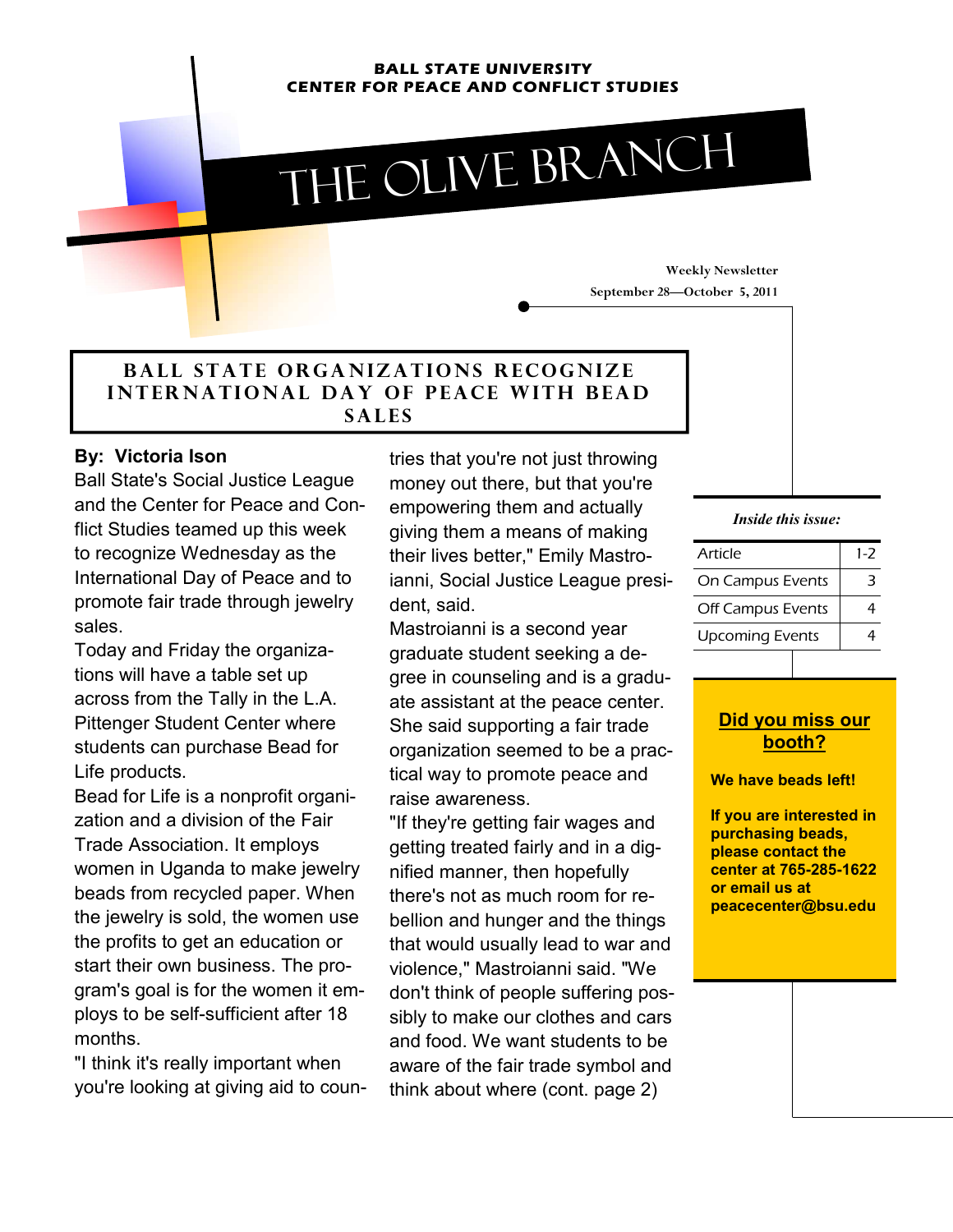**BALL STATE UNIVERSITY**
**CENTER FOR PEACE AND CONFLICT STUDIES**

# THE OLIVE BRANCH

Weekly Newsletter
September 28—October 5, 2011

## BALL STATE ORGANIZATIONS RECOGNIZE INTERNATIONAL DAY OF PEACE WITH BEAD SALES

**By: Victoria Ison**

Ball State's Social Justice League and the Center for Peace and Conflict Studies teamed up this week to recognize Wednesday as the International Day of Peace and to promote fair trade through jewelry sales.

Today and Friday the organizations will have a table set up across from the Tally in the L.A. Pittenger Student Center where students can purchase Bead for Life products.

Bead for Life is a nonprofit organization and a division of the Fair Trade Association. It employs women in Uganda to make jewelry beads from recycled paper. When the jewelry is sold, the women use the profits to get an education or start their own business. The program's goal is for the women it employs to be self-sufficient after 18 months.

"I think it's really important when you're looking at giving aid to countries that you're not just throwing money out there, but that you're empowering them and actually giving them a means of making their lives better," Emily Mastroianni, Social Justice League president, said.

Mastroianni is a second year graduate student seeking a degree in counseling and is a graduate assistant at the peace center. She said supporting a fair trade organization seemed to be a practical way to promote peace and raise awareness.

"If they're getting fair wages and getting treated fairly and in a dignified manner, then hopefully there's not as much room for rebellion and hunger and the things that would usually lead to war and violence," Mastroianni said. "We don't think of people suffering possibly to make our clothes and cars and food. We want students to be aware of the fair trade symbol and think about where (cont. page 2)

*Inside this issue:*

| Article | 1-2 |
|---|---|
| On Campus Events | 3 |
| Off Campus Events | 4 |
| Upcoming Events | 4 |

**Did you miss our booth?**

**We have beads left!**

**If you are interested in purchasing beads, please contact the center at 765-285-1622 or email us at peacecenter@bsu.edu**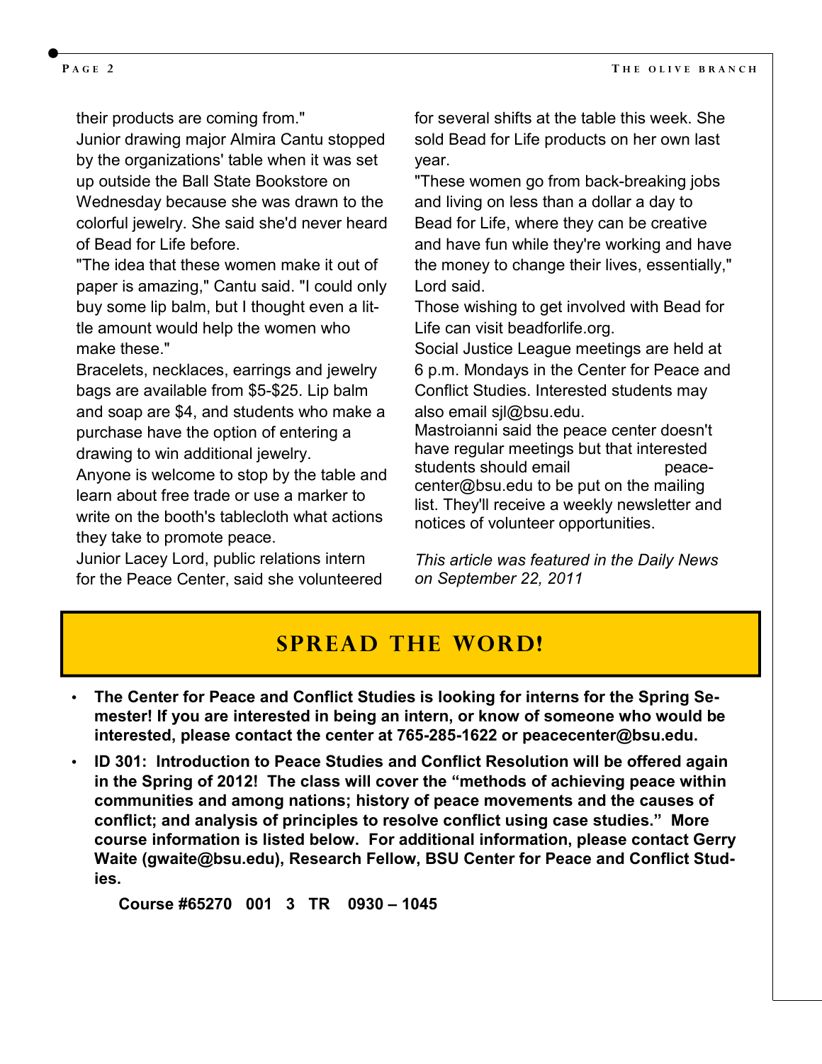their products are coming from."

Junior drawing major Almira Cantu stopped by the organizations' table when it was set up outside the Ball State Bookstore on Wednesday because she was drawn to the colorful jewelry. She said she'd never heard of Bead for Life before.

"The idea that these women make it out of paper is amazing," Cantu said. "I could only buy some lip balm, but I thought even a little amount would help the women who make these."

Bracelets, necklaces, earrings and jewelry bags are available from $5-$25. Lip balm and soap are $4, and students who make a purchase have the option of entering a drawing to win additional jewelry.

Anyone is welcome to stop by the table and learn about free trade or use a marker to write on the booth's tablecloth what actions they take to promote peace.

Junior Lacey Lord, public relations intern for the Peace Center, said she volunteered for several shifts at the table this week. She sold Bead for Life products on her own last year.

"These women go from back-breaking jobs and living on less than a dollar a day to Bead for Life, where they can be creative and have fun while they're working and have the money to change their lives, essentially," Lord said.

Those wishing to get involved with Bead for Life can visit beadforlife.org.

Social Justice League meetings are held at 6 p.m. Mondays in the Center for Peace and Conflict Studies. Interested students may also email sjl@bsu.edu.

Mastroianni said the peace center doesn't have regular meetings but that interested students should email peacecenter@bsu.edu to be put on the mailing list. They'll receive a weekly newsletter and notices of volunteer opportunities.

*This article was featured in the Daily News on September 22, 2011*

## SPREAD THE WORD!

- **The Center for Peace and Conflict Studies is looking for interns for the Spring Semester! If you are interested in being an intern, or know of someone who would be interested, please contact the center at 765-285-1622 or peacecenter@bsu.edu.**
- **ID 301: Introduction to Peace Studies and Conflict Resolution will be offered again in the Spring of 2012! The class will cover the "methods of achieving peace within communities and among nations; history of peace movements and the causes of conflict; and analysis of principles to resolve conflict using case studies." More course information is listed below. For additional information, please contact Gerry Waite (gwaite@bsu.edu), Research Fellow, BSU Center for Peace and Conflict Studies.**

  **Course #65270 001 3 TR 0930 – 1045**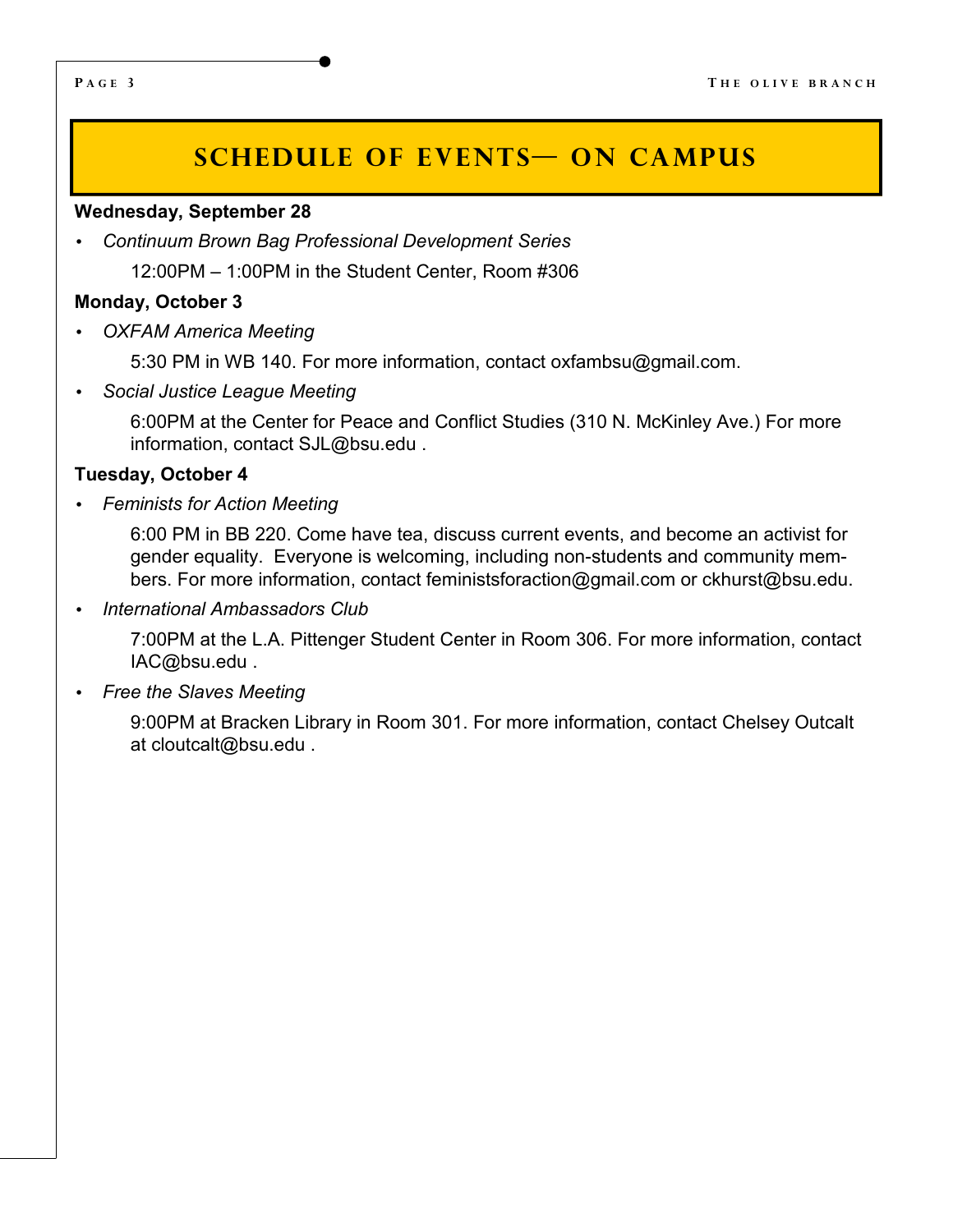## SCHEDULE OF EVENTS— ON CAMPUS

**Wednesday, September 28**

- *Continuum Brown Bag Professional Development Series*

  12:00PM – 1:00PM in the Student Center, Room #306

**Monday, October 3**

- *OXFAM America Meeting*

  5:30 PM in WB 140. For more information, contact oxfambsu@gmail.com.

- *Social Justice League Meeting*

  6:00PM at the Center for Peace and Conflict Studies (310 N. McKinley Ave.) For more information, contact SJL@bsu.edu .

**Tuesday, October 4**

- *Feminists for Action Meeting*

  6:00 PM in BB 220. Come have tea, discuss current events, and become an activist for gender equality. Everyone is welcoming, including non-students and community members. For more information, contact feministsforaction@gmail.com or ckhurst@bsu.edu.

- *International Ambassadors Club*

  7:00PM at the L.A. Pittenger Student Center in Room 306. For more information, contact IAC@bsu.edu .

- *Free the Slaves Meeting*

  9:00PM at Bracken Library in Room 301. For more information, contact Chelsey Outcalt at cloutcalt@bsu.edu .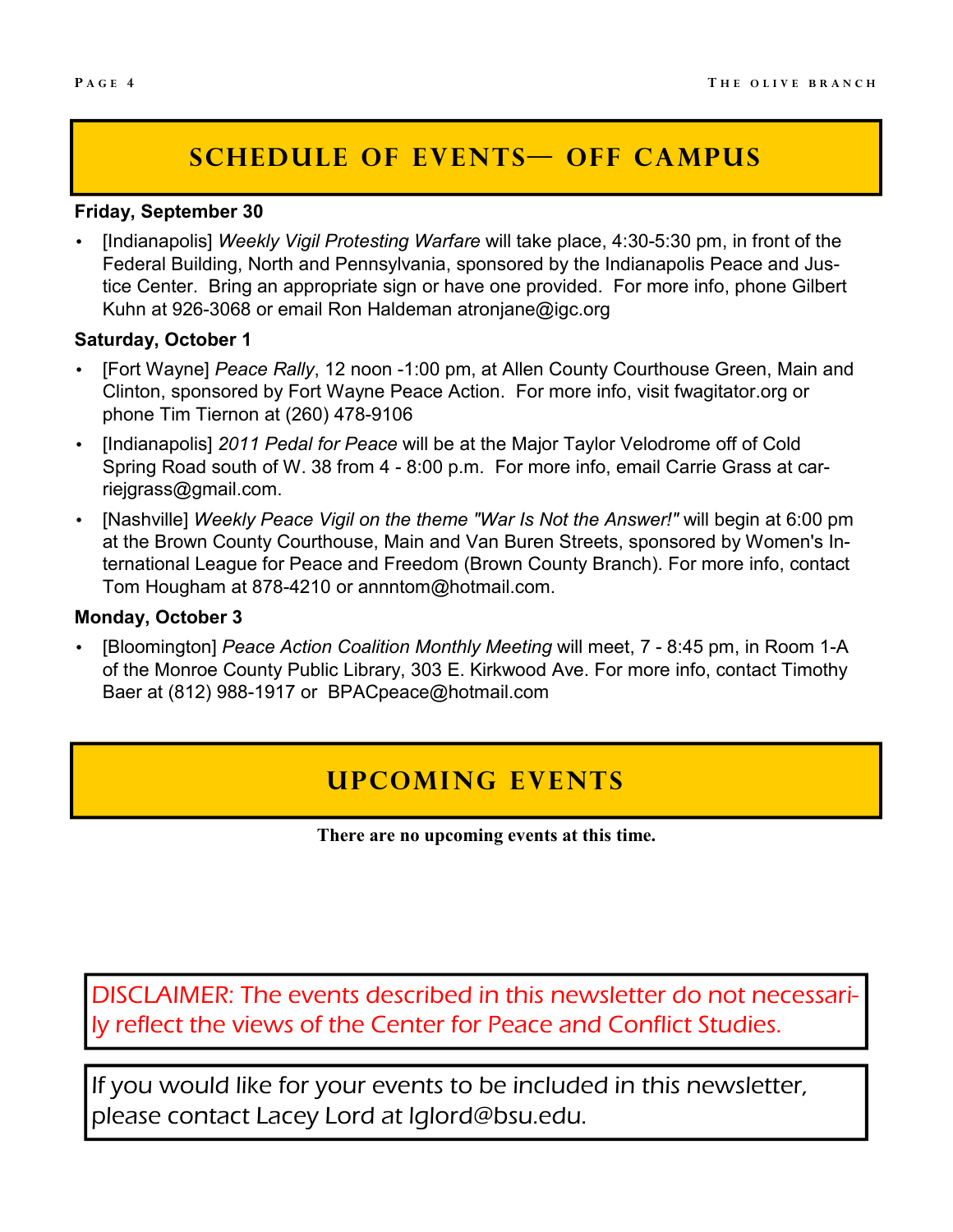## SCHEDULE OF EVENTS— OFF CAMPUS

**Friday, September 30**

- [Indianapolis] *Weekly Vigil Protesting Warfare* will take place, 4:30-5:30 pm, in front of the Federal Building, North and Pennsylvania, sponsored by the Indianapolis Peace and Justice Center. Bring an appropriate sign or have one provided. For more info, phone Gilbert Kuhn at 926-3068 or email Ron Haldeman atronjane@igc.org

**Saturday, October 1**

- [Fort Wayne] *Peace Rally*, 12 noon -1:00 pm, at Allen County Courthouse Green, Main and Clinton, sponsored by Fort Wayne Peace Action. For more info, visit fwagitator.org or phone Tim Tiernon at (260) 478-9106
- [Indianapolis] *2011 Pedal for Peace* will be at the Major Taylor Velodrome off of Cold Spring Road south of W. 38 from 4 - 8:00 p.m. For more info, email Carrie Grass at carriejgrass@gmail.com.
- [Nashville] *Weekly Peace Vigil on the theme "War Is Not the Answer!"* will begin at 6:00 pm at the Brown County Courthouse, Main and Van Buren Streets, sponsored by Women's International League for Peace and Freedom (Brown County Branch). For more info, contact Tom Hougham at 878-4210 or annntom@hotmail.com.

**Monday, October 3**

- [Bloomington] *Peace Action Coalition Monthly Meeting* will meet, 7 - 8:45 pm, in Room 1-A of the Monroe County Public Library, 303 E. Kirkwood Ave. For more info, contact Timothy Baer at (812) 988-1917 or BPACpeace@hotmail.com

## UPCOMING EVENTS

**There are no upcoming events at this time.**

DISCLAIMER: The events described in this newsletter do not necessarily reflect the views of the Center for Peace and Conflict Studies.

If you would like for your events to be included in this newsletter, please contact Lacey Lord at lglord@bsu.edu.